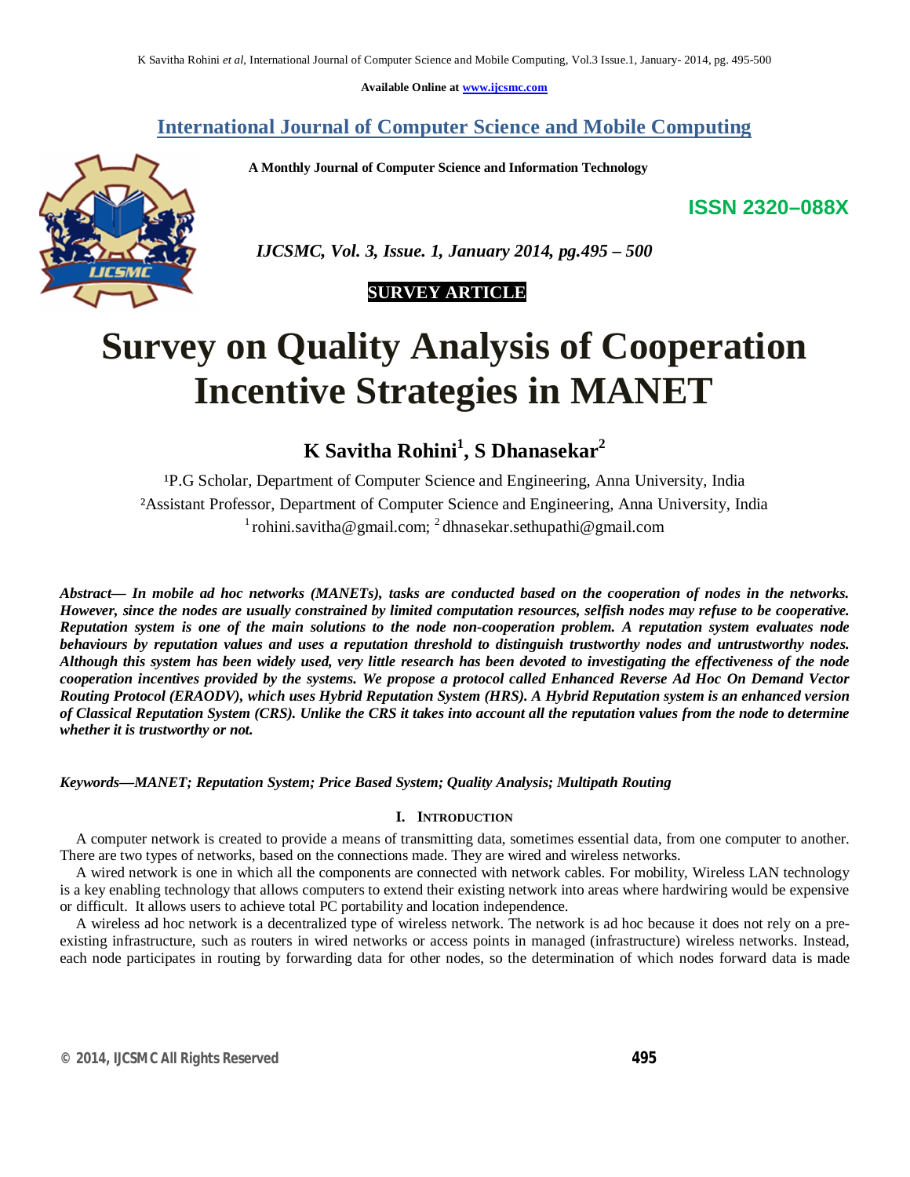Available Online at www.ijcsmc.com

## International Journal of Computer Science and Mobile Computing

**A Monthly Journal of Computer Science and Information Technology**

**ISSN 2320–088X**

*IJCSMC, Vol. 3, Issue. 1, January 2014, pg.495 – 500*

**SURVEY ARTICLE**

# Survey on Quality Analysis of Cooperation Incentive Strategies in MANET

**K Savitha Rohini[1], S Dhanasekar[2]**

[1]P.G Scholar, Department of Computer Science and Engineering, Anna University, India
[2]Assistant Professor, Department of Computer Science and Engineering, Anna University, India
[1] rohini.savitha@gmail.com; [2] dhnasekar.sethupathi@gmail.com

***Abstract— In mobile ad hoc networks (MANETs), tasks are conducted based on the cooperation of nodes in the networks. However, since the nodes are usually constrained by limited computation resources, selfish nodes may refuse to be cooperative. Reputation system is one of the main solutions to the node non-cooperation problem. A reputation system evaluates node behaviours by reputation values and uses a reputation threshold to distinguish trustworthy nodes and untrustworthy nodes. Although this system has been widely used, very little research has been devoted to investigating the effectiveness of the node cooperation incentives provided by the systems. We propose a protocol called Enhanced Reverse Ad Hoc On Demand Vector Routing Protocol (ERAODV), which uses Hybrid Reputation System (HRS). A Hybrid Reputation system is an enhanced version of Classical Reputation System (CRS). Unlike the CRS it takes into account all the reputation values from the node to determine whether it is trustworthy or not.***

***Keywords—MANET; Reputation System; Price Based System; Quality Analysis; Multipath Routing***

## I. Introduction

A computer network is created to provide a means of transmitting data, sometimes essential data, from one computer to another. There are two types of networks, based on the connections made. They are wired and wireless networks.

A wired network is one in which all the components are connected with network cables. For mobility, Wireless LAN technology is a key enabling technology that allows computers to extend their existing network into areas where hardwiring would be expensive or difficult. It allows users to achieve total PC portability and location independence.

A wireless ad hoc network is a decentralized type of wireless network. The network is ad hoc because it does not rely on a pre-existing infrastructure, such as routers in wired networks or access points in managed (infrastructure) wireless networks. Instead, each node participates in routing by forwarding data for other nodes, so the determination of which nodes forward data is made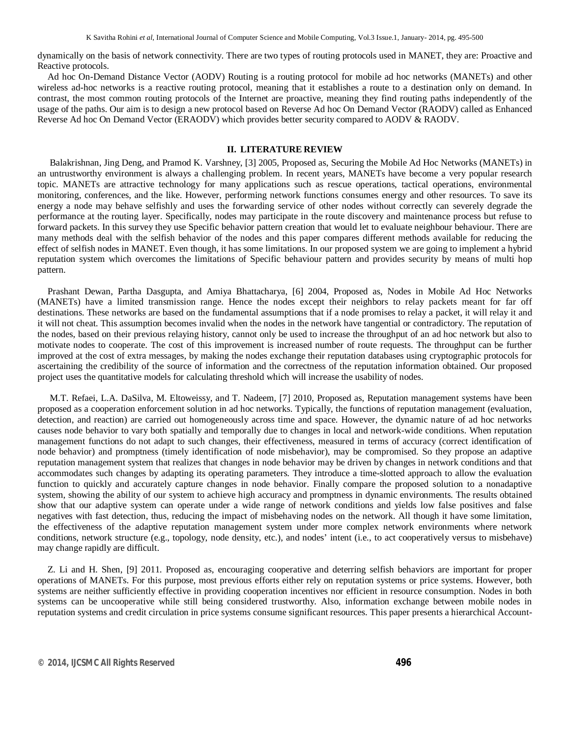dynamically on the basis of network connectivity. There are two types of routing protocols used in MANET, they are: Proactive and Reactive protocols.

Ad hoc On-Demand Distance Vector (AODV) Routing is a routing protocol for mobile ad hoc networks (MANETs) and other wireless ad-hoc networks is a reactive routing protocol, meaning that it establishes a route to a destination only on demand. In contrast, the most common routing protocols of the Internet are proactive, meaning they find routing paths independently of the usage of the paths. Our aim is to design a new protocol based on Reverse Ad hoc On Demand Vector (RAODV) called as Enhanced Reverse Ad hoc On Demand Vector (ERAODV) which provides better security compared to AODV & RAODV.

## II. LITERATURE REVIEW

Balakrishnan, Jing Deng, and Pramod K. Varshney, [3] 2005, Proposed as, Securing the Mobile Ad Hoc Networks (MANETs) in an untrustworthy environment is always a challenging problem. In recent years, MANETs have become a very popular research topic. MANETs are attractive technology for many applications such as rescue operations, tactical operations, environmental monitoring, conferences, and the like. However, performing network functions consumes energy and other resources. To save its energy a node may behave selfishly and uses the forwarding service of other nodes without correctly can severely degrade the performance at the routing layer. Specifically, nodes may participate in the route discovery and maintenance process but refuse to forward packets. In this survey they use Specific behavior pattern creation that would let to evaluate neighbour behaviour. There are many methods deal with the selfish behavior of the nodes and this paper compares different methods available for reducing the effect of selfish nodes in MANET. Even though, it has some limitations. In our proposed system we are going to implement a hybrid reputation system which overcomes the limitations of Specific behaviour pattern and provides security by means of multi hop pattern.

Prashant Dewan, Partha Dasgupta, and Amiya Bhattacharya, [6] 2004, Proposed as, Nodes in Mobile Ad Hoc Networks (MANETs) have a limited transmission range. Hence the nodes except their neighbors to relay packets meant for far off destinations. These networks are based on the fundamental assumptions that if a node promises to relay a packet, it will relay it and it will not cheat. This assumption becomes invalid when the nodes in the network have tangential or contradictory. The reputation of the nodes, based on their previous relaying history, cannot only be used to increase the throughput of an ad hoc network but also to motivate nodes to cooperate. The cost of this improvement is increased number of route requests. The throughput can be further improved at the cost of extra messages, by making the nodes exchange their reputation databases using cryptographic protocols for ascertaining the credibility of the source of information and the correctness of the reputation information obtained. Our proposed project uses the quantitative models for calculating threshold which will increase the usability of nodes.

M.T. Refaei, L.A. DaSilva, M. Eltoweissy, and T. Nadeem, [7] 2010, Proposed as, Reputation management systems have been proposed as a cooperation enforcement solution in ad hoc networks. Typically, the functions of reputation management (evaluation, detection, and reaction) are carried out homogeneously across time and space. However, the dynamic nature of ad hoc networks causes node behavior to vary both spatially and temporally due to changes in local and network-wide conditions. When reputation management functions do not adapt to such changes, their effectiveness, measured in terms of accuracy (correct identification of node behavior) and promptness (timely identification of node misbehavior), may be compromised. So they propose an adaptive reputation management system that realizes that changes in node behavior may be driven by changes in network conditions and that accommodates such changes by adapting its operating parameters. They introduce a time-slotted approach to allow the evaluation function to quickly and accurately capture changes in node behavior. Finally compare the proposed solution to a nonadaptive system, showing the ability of our system to achieve high accuracy and promptness in dynamic environments. The results obtained show that our adaptive system can operate under a wide range of network conditions and yields low false positives and false negatives with fast detection, thus, reducing the impact of misbehaving nodes on the network. All though it have some limitation, the effectiveness of the adaptive reputation management system under more complex network environments where network conditions, network structure (e.g., topology, node density, etc.), and nodes' intent (i.e., to act cooperatively versus to misbehave) may change rapidly are difficult.

Z. Li and H. Shen, [9] 2011. Proposed as, encouraging cooperative and deterring selfish behaviors are important for proper operations of MANETs. For this purpose, most previous efforts either rely on reputation systems or price systems. However, both systems are neither sufficiently effective in providing cooperation incentives nor efficient in resource consumption. Nodes in both systems can be uncooperative while still being considered trustworthy. Also, information exchange between mobile nodes in reputation systems and credit circulation in price systems consume significant resources. This paper presents a hierarchical Account-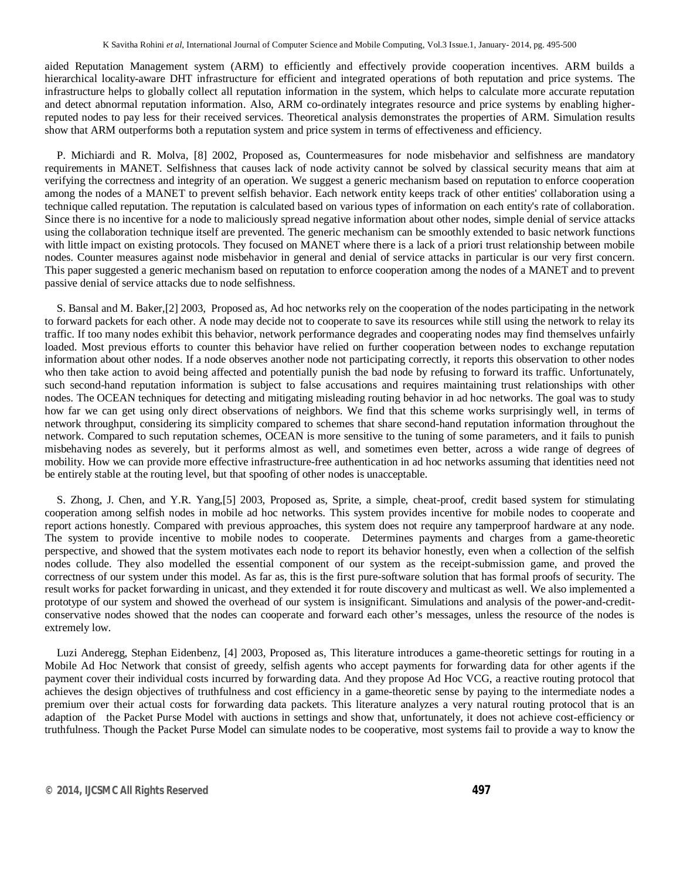aided Reputation Management system (ARM) to efficiently and effectively provide cooperation incentives. ARM builds a hierarchical locality-aware DHT infrastructure for efficient and integrated operations of both reputation and price systems. The infrastructure helps to globally collect all reputation information in the system, which helps to calculate more accurate reputation and detect abnormal reputation information. Also, ARM co-ordinately integrates resource and price systems by enabling higher-reputed nodes to pay less for their received services. Theoretical analysis demonstrates the properties of ARM. Simulation results show that ARM outperforms both a reputation system and price system in terms of effectiveness and efficiency.

P. Michiardi and R. Molva, [8] 2002, Proposed as, Countermeasures for node misbehavior and selfishness are mandatory requirements in MANET. Selfishness that causes lack of node activity cannot be solved by classical security means that aim at verifying the correctness and integrity of an operation. We suggest a generic mechanism based on reputation to enforce cooperation among the nodes of a MANET to prevent selfish behavior. Each network entity keeps track of other entities' collaboration using a technique called reputation. The reputation is calculated based on various types of information on each entity's rate of collaboration. Since there is no incentive for a node to maliciously spread negative information about other nodes, simple denial of service attacks using the collaboration technique itself are prevented. The generic mechanism can be smoothly extended to basic network functions with little impact on existing protocols. They focused on MANET where there is a lack of a priori trust relationship between mobile nodes. Counter measures against node misbehavior in general and denial of service attacks in particular is our very first concern. This paper suggested a generic mechanism based on reputation to enforce cooperation among the nodes of a MANET and to prevent passive denial of service attacks due to node selfishness.

S. Bansal and M. Baker,[2] 2003, Proposed as, Ad hoc networks rely on the cooperation of the nodes participating in the network to forward packets for each other. A node may decide not to cooperate to save its resources while still using the network to relay its traffic. If too many nodes exhibit this behavior, network performance degrades and cooperating nodes may find themselves unfairly loaded. Most previous efforts to counter this behavior have relied on further cooperation between nodes to exchange reputation information about other nodes. If a node observes another node not participating correctly, it reports this observation to other nodes who then take action to avoid being affected and potentially punish the bad node by refusing to forward its traffic. Unfortunately, such second-hand reputation information is subject to false accusations and requires maintaining trust relationships with other nodes. The OCEAN techniques for detecting and mitigating misleading routing behavior in ad hoc networks. The goal was to study how far we can get using only direct observations of neighbors. We find that this scheme works surprisingly well, in terms of network throughput, considering its simplicity compared to schemes that share second-hand reputation information throughout the network. Compared to such reputation schemes, OCEAN is more sensitive to the tuning of some parameters, and it fails to punish misbehaving nodes as severely, but it performs almost as well, and sometimes even better, across a wide range of degrees of mobility. How we can provide more effective infrastructure-free authentication in ad hoc networks assuming that identities need not be entirely stable at the routing level, but that spoofing of other nodes is unacceptable.

S. Zhong, J. Chen, and Y.R. Yang,[5] 2003, Proposed as, Sprite, a simple, cheat-proof, credit based system for stimulating cooperation among selfish nodes in mobile ad hoc networks. This system provides incentive for mobile nodes to cooperate and report actions honestly. Compared with previous approaches, this system does not require any tamperproof hardware at any node. The system to provide incentive to mobile nodes to cooperate. Determines payments and charges from a game-theoretic perspective, and showed that the system motivates each node to report its behavior honestly, even when a collection of the selfish nodes collude. They also modelled the essential component of our system as the receipt-submission game, and proved the correctness of our system under this model. As far as, this is the first pure-software solution that has formal proofs of security. The result works for packet forwarding in unicast, and they extended it for route discovery and multicast as well. We also implemented a prototype of our system and showed the overhead of our system is insignificant. Simulations and analysis of the power-and-credit-conservative nodes showed that the nodes can cooperate and forward each other's messages, unless the resource of the nodes is extremely low.

Luzi Anderegg, Stephan Eidenbenz, [4] 2003, Proposed as, This literature introduces a game-theoretic settings for routing in a Mobile Ad Hoc Network that consist of greedy, selfish agents who accept payments for forwarding data for other agents if the payment cover their individual costs incurred by forwarding data. And they propose Ad Hoc VCG, a reactive routing protocol that achieves the design objectives of truthfulness and cost efficiency in a game-theoretic sense by paying to the intermediate nodes a premium over their actual costs for forwarding data packets. This literature analyzes a very natural routing protocol that is an adaption of the Packet Purse Model with auctions in settings and show that, unfortunately, it does not achieve cost-efficiency or truthfulness. Though the Packet Purse Model can simulate nodes to be cooperative, most systems fail to provide a way to know the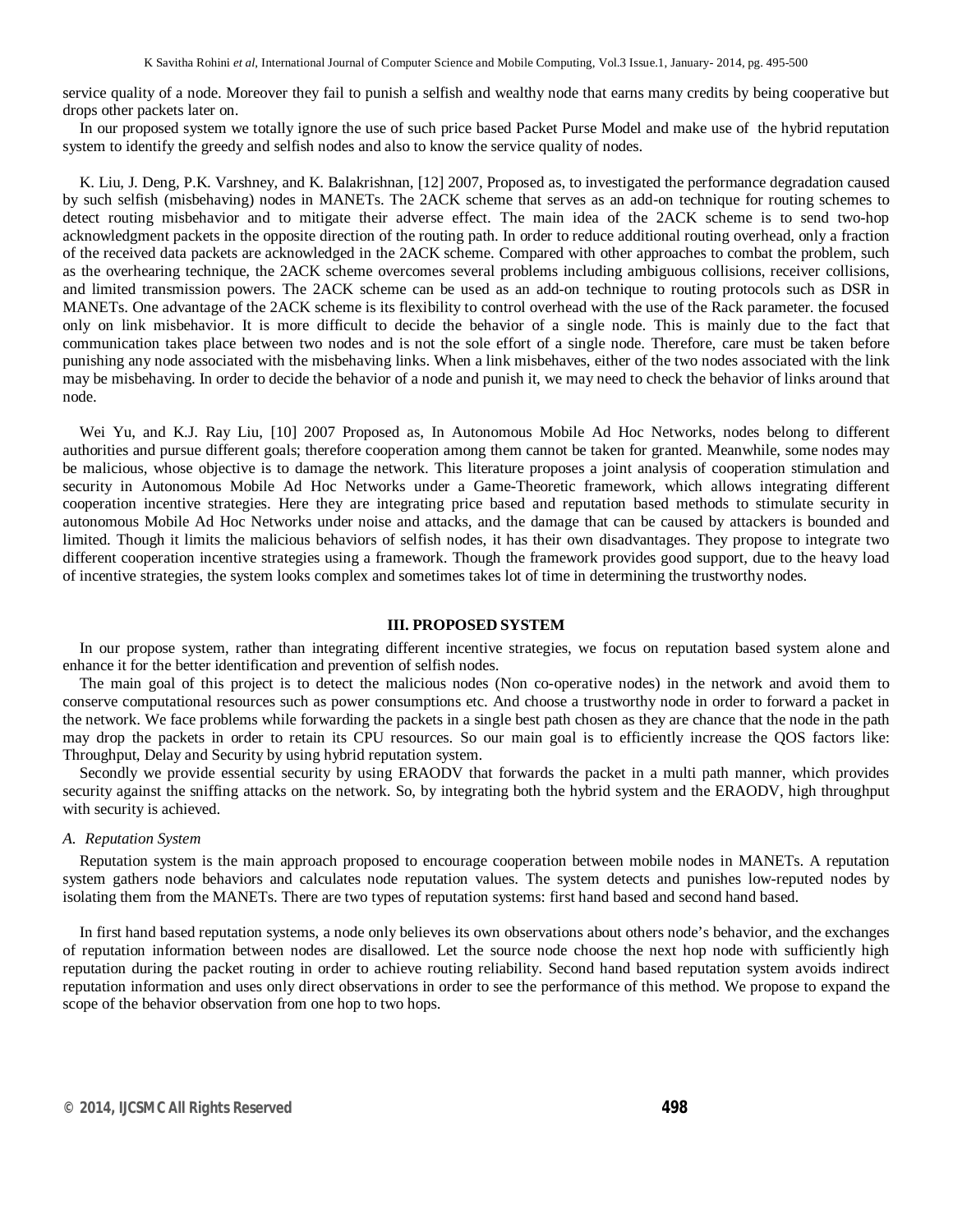service quality of a node. Moreover they fail to punish a selfish and wealthy node that earns many credits by being cooperative but drops other packets later on.

In our proposed system we totally ignore the use of such price based Packet Purse Model and make use of the hybrid reputation system to identify the greedy and selfish nodes and also to know the service quality of nodes.

K. Liu, J. Deng, P.K. Varshney, and K. Balakrishnan, [12] 2007, Proposed as, to investigated the performance degradation caused by such selfish (misbehaving) nodes in MANETs. The 2ACK scheme that serves as an add-on technique for routing schemes to detect routing misbehavior and to mitigate their adverse effect. The main idea of the 2ACK scheme is to send two-hop acknowledgment packets in the opposite direction of the routing path. In order to reduce additional routing overhead, only a fraction of the received data packets are acknowledged in the 2ACK scheme. Compared with other approaches to combat the problem, such as the overhearing technique, the 2ACK scheme overcomes several problems including ambiguous collisions, receiver collisions, and limited transmission powers. The 2ACK scheme can be used as an add-on technique to routing protocols such as DSR in MANETs. One advantage of the 2ACK scheme is its flexibility to control overhead with the use of the Rack parameter. the focused only on link misbehavior. It is more difficult to decide the behavior of a single node. This is mainly due to the fact that communication takes place between two nodes and is not the sole effort of a single node. Therefore, care must be taken before punishing any node associated with the misbehaving links. When a link misbehaves, either of the two nodes associated with the link may be misbehaving. In order to decide the behavior of a node and punish it, we may need to check the behavior of links around that node.

Wei Yu, and K.J. Ray Liu, [10] 2007 Proposed as, In Autonomous Mobile Ad Hoc Networks, nodes belong to different authorities and pursue different goals; therefore cooperation among them cannot be taken for granted. Meanwhile, some nodes may be malicious, whose objective is to damage the network. This literature proposes a joint analysis of cooperation stimulation and security in Autonomous Mobile Ad Hoc Networks under a Game-Theoretic framework, which allows integrating different cooperation incentive strategies. Here they are integrating price based and reputation based methods to stimulate security in autonomous Mobile Ad Hoc Networks under noise and attacks, and the damage that can be caused by attackers is bounded and limited. Though it limits the malicious behaviors of selfish nodes, it has their own disadvantages. They propose to integrate two different cooperation incentive strategies using a framework. Though the framework provides good support, due to the heavy load of incentive strategies, the system looks complex and sometimes takes lot of time in determining the trustworthy nodes.

## III. PROPOSED SYSTEM

In our propose system, rather than integrating different incentive strategies, we focus on reputation based system alone and enhance it for the better identification and prevention of selfish nodes.

The main goal of this project is to detect the malicious nodes (Non co-operative nodes) in the network and avoid them to conserve computational resources such as power consumptions etc. And choose a trustworthy node in order to forward a packet in the network. We face problems while forwarding the packets in a single best path chosen as they are chance that the node in the path may drop the packets in order to retain its CPU resources. So our main goal is to efficiently increase the QOS factors like: Throughput, Delay and Security by using hybrid reputation system.

Secondly we provide essential security by using ERAODV that forwards the packet in a multi path manner, which provides security against the sniffing attacks on the network. So, by integrating both the hybrid system and the ERAODV, high throughput with security is achieved.

### *A. Reputation System*

Reputation system is the main approach proposed to encourage cooperation between mobile nodes in MANETs. A reputation system gathers node behaviors and calculates node reputation values. The system detects and punishes low-reputed nodes by isolating them from the MANETs. There are two types of reputation systems: first hand based and second hand based.

In first hand based reputation systems, a node only believes its own observations about others node's behavior, and the exchanges of reputation information between nodes are disallowed. Let the source node choose the next hop node with sufficiently high reputation during the packet routing in order to achieve routing reliability. Second hand based reputation system avoids indirect reputation information and uses only direct observations in order to see the performance of this method. We propose to expand the scope of the behavior observation from one hop to two hops.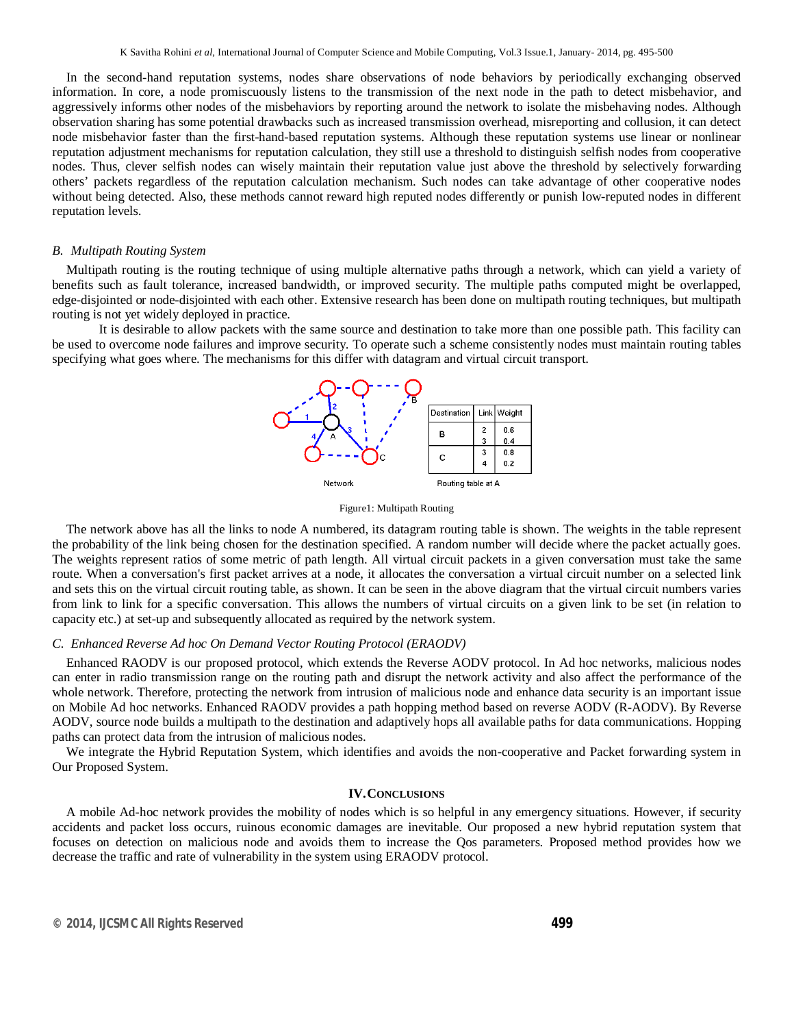In the second-hand reputation systems, nodes share observations of node behaviors by periodically exchanging observed information. In core, a node promiscuously listens to the transmission of the next node in the path to detect misbehavior, and aggressively informs other nodes of the misbehaviors by reporting around the network to isolate the misbehaving nodes. Although observation sharing has some potential drawbacks such as increased transmission overhead, misreporting and collusion, it can detect node misbehavior faster than the first-hand-based reputation systems. Although these reputation systems use linear or nonlinear reputation adjustment mechanisms for reputation calculation, they still use a threshold to distinguish selfish nodes from cooperative nodes. Thus, clever selfish nodes can wisely maintain their reputation value just above the threshold by selectively forwarding others' packets regardless of the reputation calculation mechanism. Such nodes can take advantage of other cooperative nodes without being detected. Also, these methods cannot reward high reputed nodes differently or punish low-reputed nodes in different reputation levels.

### *B. Multipath Routing System*

Multipath routing is the routing technique of using multiple alternative paths through a network, which can yield a variety of benefits such as fault tolerance, increased bandwidth, or improved security. The multiple paths computed might be overlapped, edge-disjointed or node-disjointed with each other. Extensive research has been done on multipath routing techniques, but multipath routing is not yet widely deployed in practice.

It is desirable to allow packets with the same source and destination to take more than one possible path. This facility can be used to overcome node failures and improve security. To operate such a scheme consistently nodes must maintain routing tables specifying what goes where. The mechanisms for this differ with datagram and virtual circuit transport.

| Destination | Link | Weight |
|---|---|---|
| B | 2 | 0.6 |
| | 3 | 0.4 |
| C | 3 | 0.8 |
| | 4 | 0.2 |

Network — Routing table at A

Figure1: Multipath Routing

The network above has all the links to node A numbered, its datagram routing table is shown. The weights in the table represent the probability of the link being chosen for the destination specified. A random number will decide where the packet actually goes. The weights represent ratios of some metric of path length. All virtual circuit packets in a given conversation must take the same route. When a conversation's first packet arrives at a node, it allocates the conversation a virtual circuit number on a selected link and sets this on the virtual circuit routing table, as shown. It can be seen in the above diagram that the virtual circuit numbers varies from link to link for a specific conversation. This allows the numbers of virtual circuits on a given link to be set (in relation to capacity etc.) at set-up and subsequently allocated as required by the network system.

### *C. Enhanced Reverse Ad hoc On Demand Vector Routing Protocol (ERAODV)*

Enhanced RAODV is our proposed protocol, which extends the Reverse AODV protocol. In Ad hoc networks, malicious nodes can enter in radio transmission range on the routing path and disrupt the network activity and also affect the performance of the whole network. Therefore, protecting the network from intrusion of malicious node and enhance data security is an important issue on Mobile Ad hoc networks. Enhanced RAODV provides a path hopping method based on reverse AODV (R-AODV). By Reverse AODV, source node builds a multipath to the destination and adaptively hops all available paths for data communications. Hopping paths can protect data from the intrusion of malicious nodes.

We integrate the Hybrid Reputation System, which identifies and avoids the non-cooperative and Packet forwarding system in Our Proposed System.

## IV. CONCLUSIONS

A mobile Ad-hoc network provides the mobility of nodes which is so helpful in any emergency situations. However, if security accidents and packet loss occurs, ruinous economic damages are inevitable. Our proposed a new hybrid reputation system that focuses on detection on malicious node and avoids them to increase the Qos parameters. Proposed method provides how we decrease the traffic and rate of vulnerability in the system using ERAODV protocol.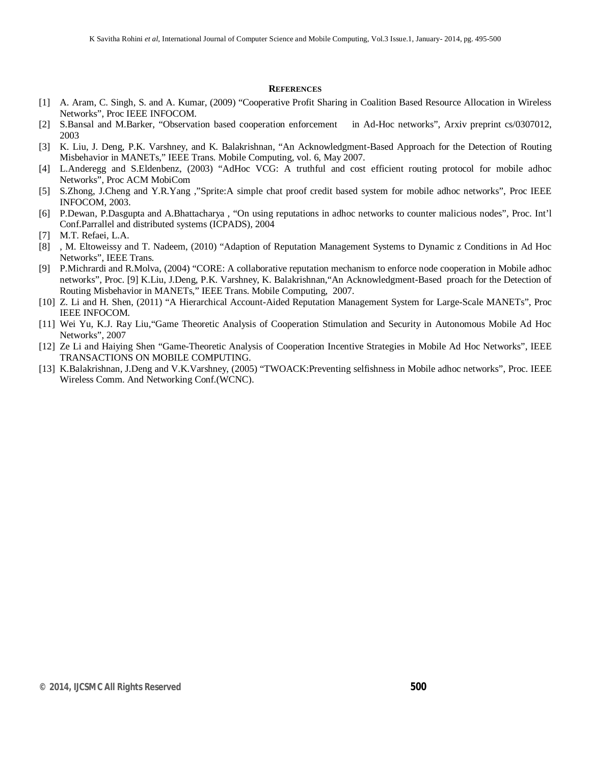## REFERENCES

[1] A. Aram, C. Singh, S. and A. Kumar, (2009) "Cooperative Profit Sharing in Coalition Based Resource Allocation in Wireless Networks", Proc IEEE INFOCOM.

[2] S.Bansal and M.Barker, "Observation based cooperation enforcement in Ad-Hoc networks", Arxiv preprint cs/0307012, 2003

[3] K. Liu, J. Deng, P.K. Varshney, and K. Balakrishnan, "An Acknowledgment-Based Approach for the Detection of Routing Misbehavior in MANETs," IEEE Trans. Mobile Computing, vol. 6, May 2007.

[4] L.Anderegg and S.Eldenbenz, (2003) "AdHoc VCG: A truthful and cost efficient routing protocol for mobile adhoc Networks", Proc ACM MobiCom

[5] S.Zhong, J.Cheng and Y.R.Yang ,"Sprite:A simple chat proof credit based system for mobile adhoc networks", Proc IEEE INFOCOM, 2003.

[6] P.Dewan, P.Dasgupta and A.Bhattacharya , "On using reputations in adhoc networks to counter malicious nodes", Proc. Int'l Conf.Parrallel and distributed systems (ICPADS), 2004

[7] M.T. Refaei, L.A.

[8] , M. Eltoweissy and T. Nadeem, (2010) "Adaption of Reputation Management Systems to Dynamic z Conditions in Ad Hoc Networks", IEEE Trans.

[9] P.Michrardi and R.Molva, (2004) "CORE: A collaborative reputation mechanism to enforce node cooperation in Mobile adhoc networks", Proc. [9] K.Liu, J.Deng, P.K. Varshney, K. Balakrishnan,"An Acknowledgment-Based proach for the Detection of Routing Misbehavior in MANETs," IEEE Trans. Mobile Computing, 2007.

[10] Z. Li and H. Shen, (2011) "A Hierarchical Account-Aided Reputation Management System for Large-Scale MANETs", Proc IEEE INFOCOM.

[11] Wei Yu, K.J. Ray Liu,"Game Theoretic Analysis of Cooperation Stimulation and Security in Autonomous Mobile Ad Hoc Networks", 2007

[12] Ze Li and Haiying Shen "Game-Theoretic Analysis of Cooperation Incentive Strategies in Mobile Ad Hoc Networks", IEEE TRANSACTIONS ON MOBILE COMPUTING.

[13] K.Balakrishnan, J.Deng and V.K.Varshney, (2005) "TWOACK:Preventing selfishness in Mobile adhoc networks", Proc. IEEE Wireless Comm. And Networking Conf.(WCNC).